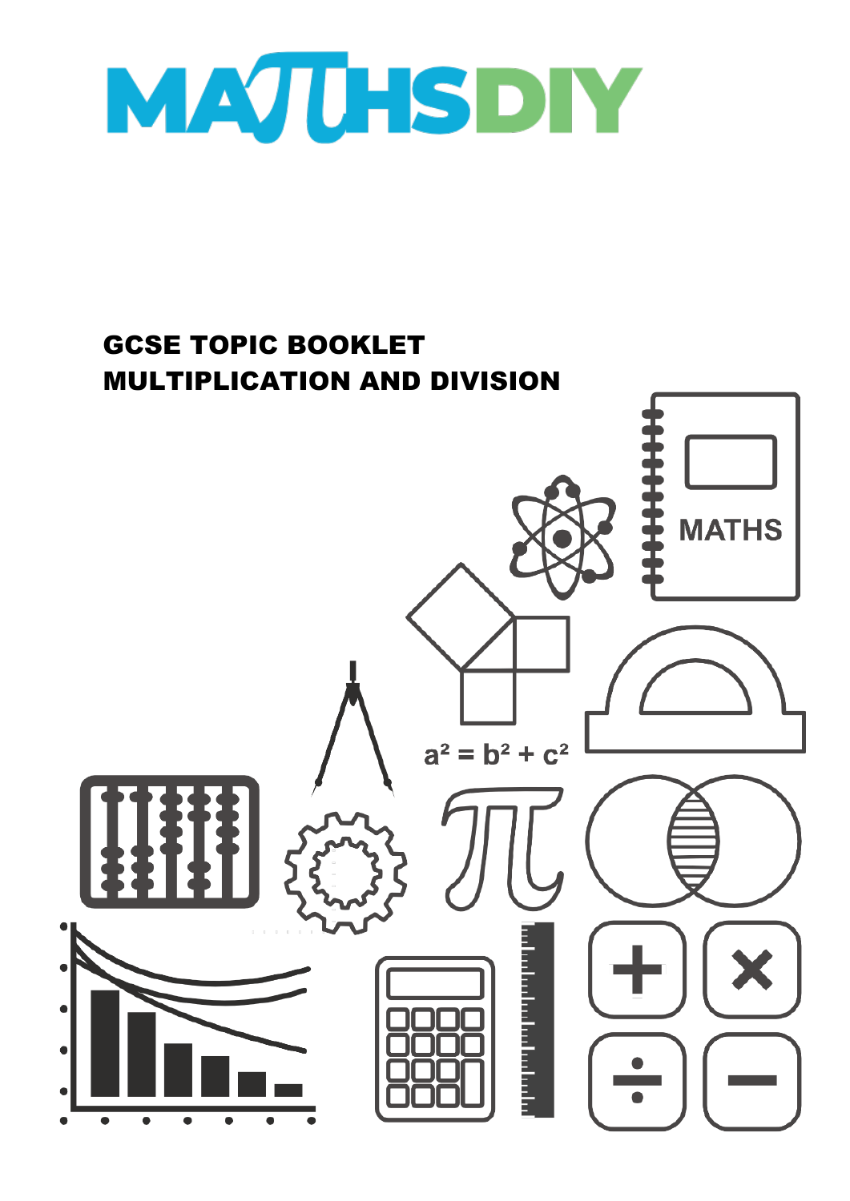# MATHSDIY

## GCSE TOPIC BOOKLET
## MULTIPLICATION AND DIVISION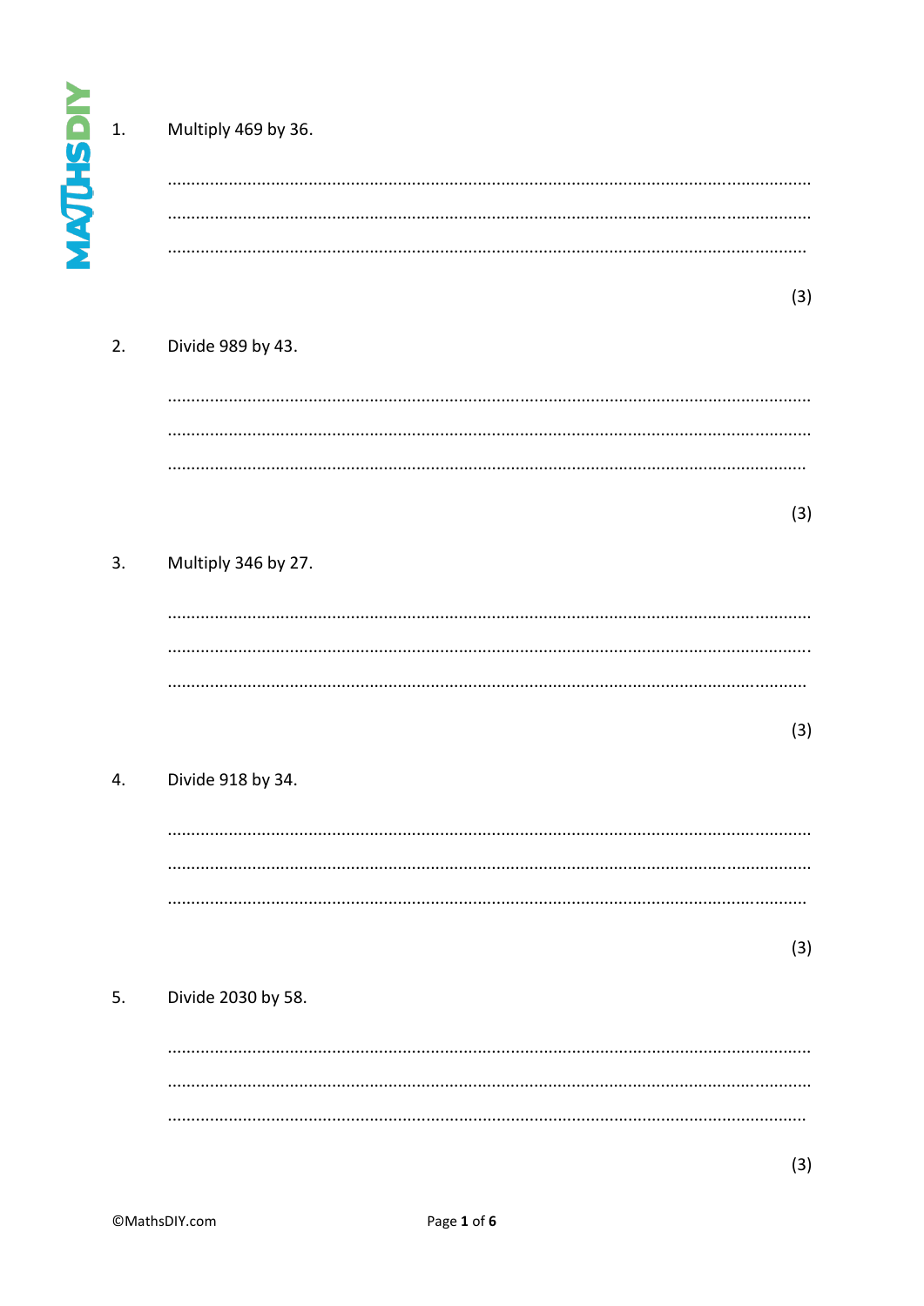1. Multiply 469 by 36.

.......................................................................................................................................

.......................................................................................................................................

.......................................................................................................................................

(3)

2. Divide 989 by 43.

.......................................................................................................................................

.......................................................................................................................................

.......................................................................................................................................

(3)

3. Multiply 346 by 27.

.......................................................................................................................................

.......................................................................................................................................

.......................................................................................................................................

(3)

4. Divide 918 by 34.

.......................................................................................................................................

.......................................................................................................................................

.......................................................................................................................................

(3)

5. Divide 2030 by 58.

.......................................................................................................................................

.......................................................................................................................................

.......................................................................................................................................

(3)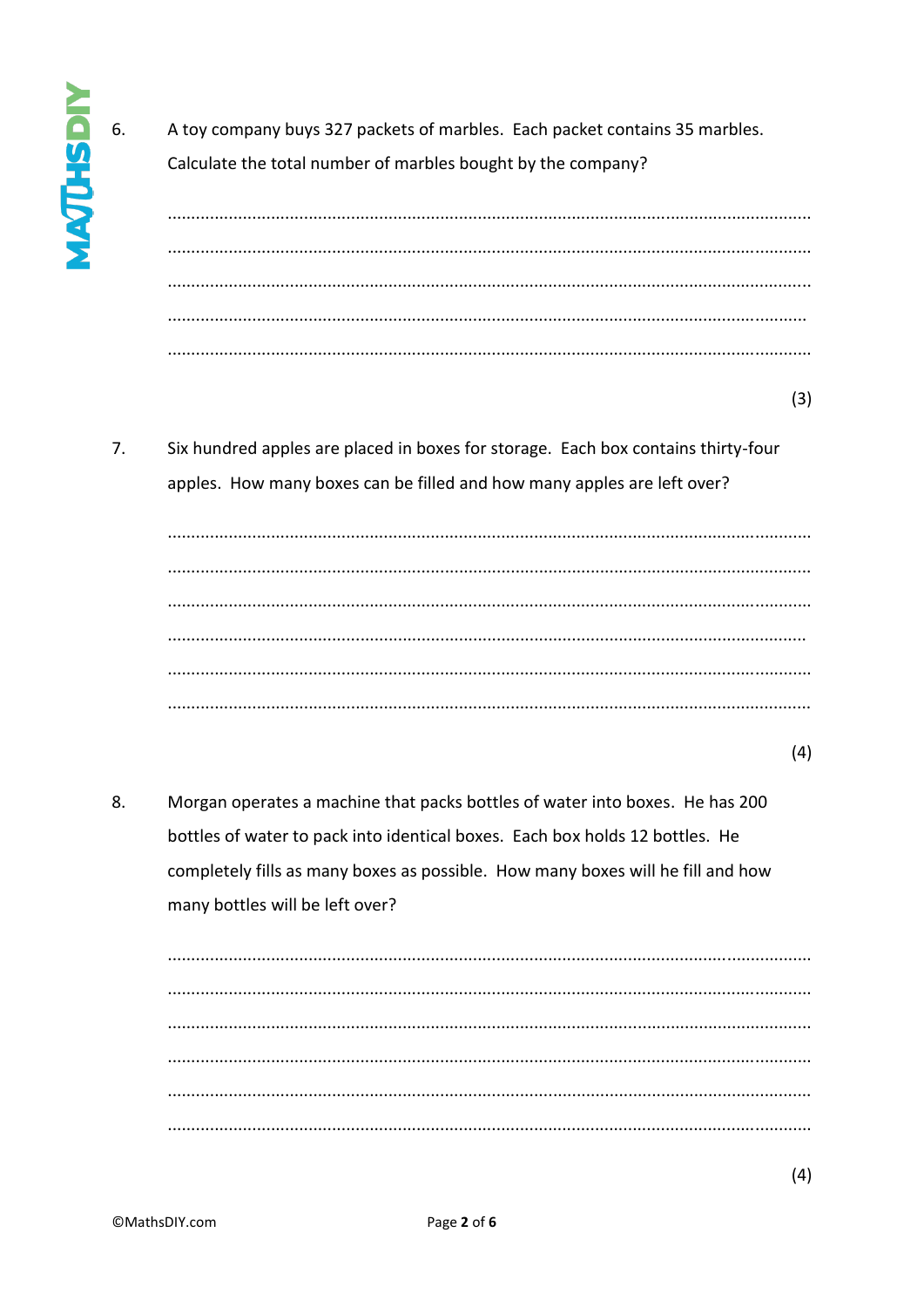6. A toy company buys 327 packets of marbles. Each packet contains 35 marbles. Calculate the total number of marbles bought by the company?

.......................................................................................................................................

.......................................................................................................................................

.......................................................................................................................................

.......................................................................................................................................

.......................................................................................................................................

(3)

7. Six hundred apples are placed in boxes for storage. Each box contains thirty-four apples. How many boxes can be filled and how many apples are left over?

.......................................................................................................................................

.......................................................................................................................................

.......................................................................................................................................

.......................................................................................................................................

.......................................................................................................................................

.......................................................................................................................................

(4)

8. Morgan operates a machine that packs bottles of water into boxes. He has 200 bottles of water to pack into identical boxes. Each box holds 12 bottles. He completely fills as many boxes as possible. How many boxes will he fill and how many bottles will be left over?

.......................................................................................................................................

.......................................................................................................................................

.......................................................................................................................................

.......................................................................................................................................

.......................................................................................................................................

.......................................................................................................................................

(4)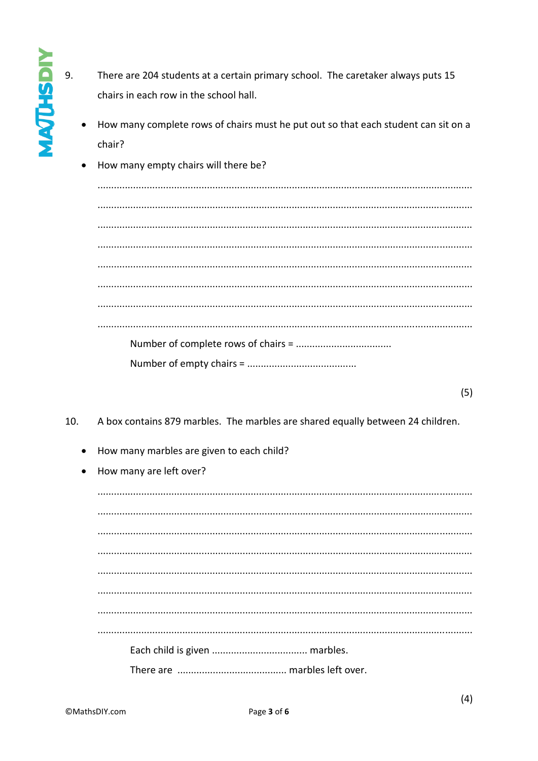9. There are 204 students at a certain primary school. The caretaker always puts 15 chairs in each row in the school hall.

- How many complete rows of chairs must he put out so that each student can sit on a chair?
- How many empty chairs will there be?

..............................................................................................................................................

..............................................................................................................................................

..............................................................................................................................................

..............................................................................................................................................

..............................................................................................................................................

..............................................................................................................................................

..............................................................................................................................................

..............................................................................................................................................

Number of complete rows of chairs = ...................................

Number of empty chairs = ........................................

(5)

10. A box contains 879 marbles. The marbles are shared equally between 24 children.

- How many marbles are given to each child?
- How many are left over?

..............................................................................................................................................

..............................................................................................................................................

..............................................................................................................................................

..............................................................................................................................................

..............................................................................................................................................

..............................................................................................................................................

..............................................................................................................................................

..............................................................................................................................................

Each child is given ................................... marbles.

There are ........................................ marbles left over.

(4)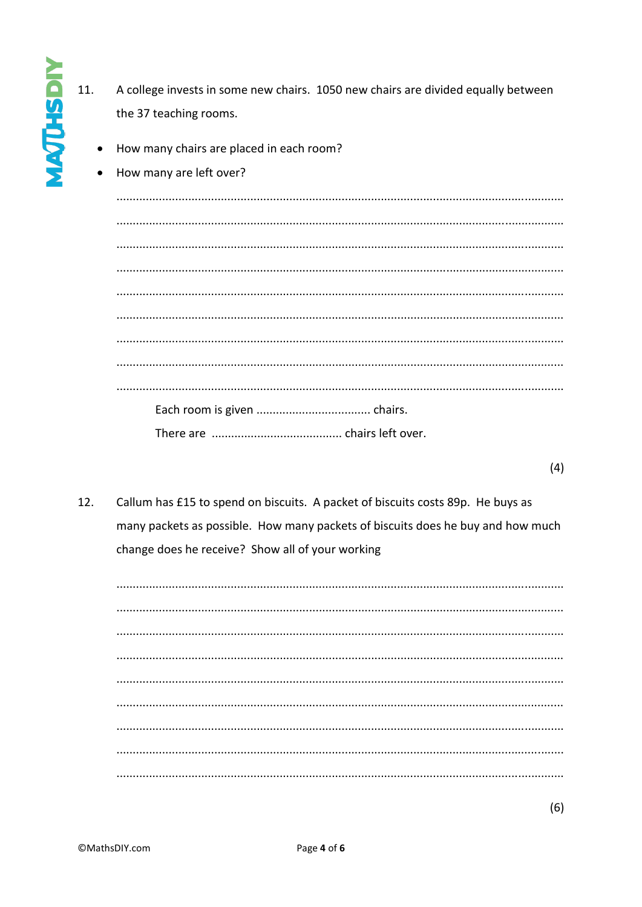11. A college invests in some new chairs. 1050 new chairs are divided equally between the 37 teaching rooms.

- How many chairs are placed in each room?
- How many are left over?

..........................................................................................................................................

..........................................................................................................................................

..........................................................................................................................................

..........................................................................................................................................

..........................................................................................................................................

..........................................................................................................................................

..........................................................................................................................................

..........................................................................................................................................

..........................................................................................................................................

Each room is given .................................. chairs.

There are ....................................... chairs left over.

(4)

12. Callum has £15 to spend on biscuits. A packet of biscuits costs 89p. He buys as many packets as possible. How many packets of biscuits does he buy and how much change does he receive? Show all of your working

..........................................................................................................................................

..........................................................................................................................................

..........................................................................................................................................

..........................................................................................................................................

..........................................................................................................................................

..........................................................................................................................................

..........................................................................................................................................

..........................................................................................................................................

..........................................................................................................................................

(6)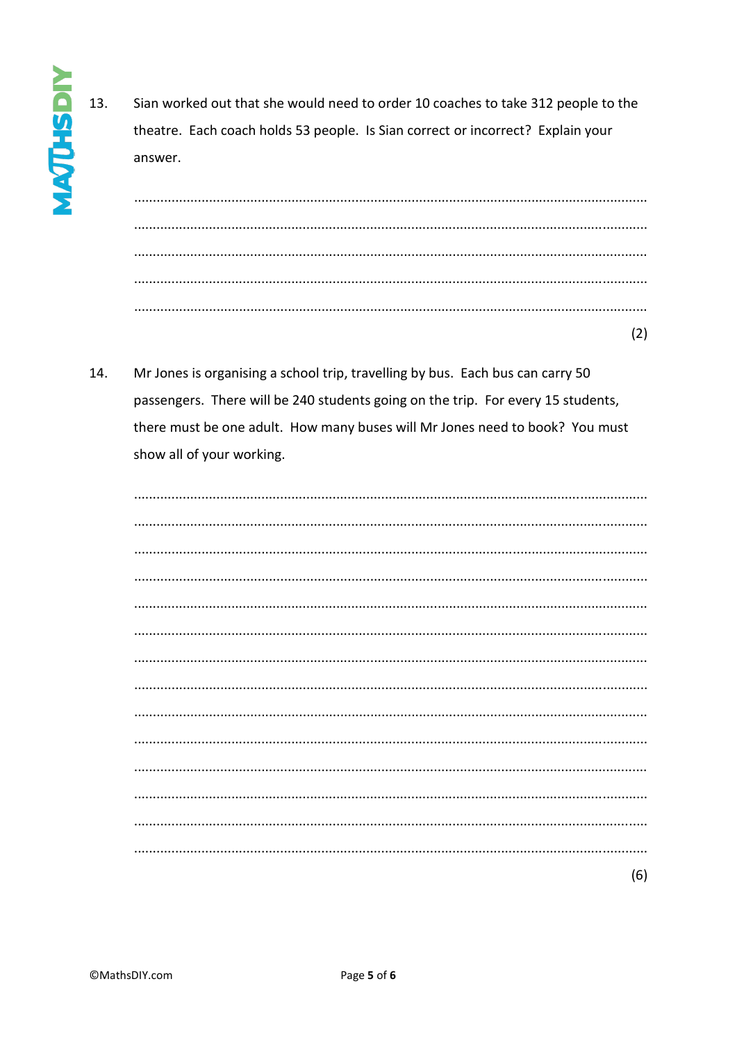13. Sian worked out that she would need to order 10 coaches to take 312 people to the theatre. Each coach holds 53 people. Is Sian correct or incorrect? Explain your answer.

.......................................................................................................................................

.......................................................................................................................................

.......................................................................................................................................

.......................................................................................................................................

.......................................................................................................................................

(2)

14. Mr Jones is organising a school trip, travelling by bus. Each bus can carry 50 passengers. There will be 240 students going on the trip. For every 15 students, there must be one adult. How many buses will Mr Jones need to book? You must show all of your working.

.......................................................................................................................................

.......................................................................................................................................

.......................................................................................................................................

.......................................................................................................................................

.......................................................................................................................................

.......................................................................................................................................

.......................................................................................................................................

.......................................................................................................................................

.......................................................................................................................................

.......................................................................................................................................

.......................................................................................................................................

.......................................................................................................................................

.......................................................................................................................................

.......................................................................................................................................

(6)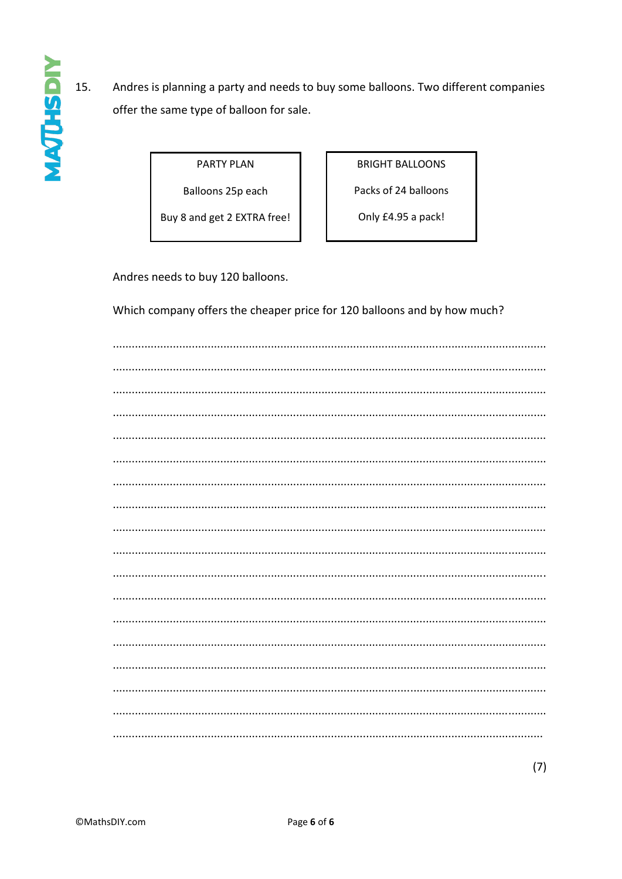15. Andres is planning a party and needs to buy some balloons. Two different companies offer the same type of balloon for sale.

| PARTY PLAN | BRIGHT BALLOONS |
|---|---|
| Balloons 25p each | Packs of 24 balloons |
| Buy 8 and get 2 EXTRA free! | Only £4.95 a pack! |

Andres needs to buy 120 balloons.

Which company offers the cheaper price for 120 balloons and by how much?

..........................................................................................................................................

..........................................................................................................................................

..........................................................................................................................................

..........................................................................................................................................

..........................................................................................................................................

..........................................................................................................................................

..........................................................................................................................................

..........................................................................................................................................

..........................................................................................................................................

..........................................................................................................................................

..........................................................................................................................................

..........................................................................................................................................

..........................................................................................................................................

..........................................................................................................................................

..........................................................................................................................................

..........................................................................................................................................

..........................................................................................................................................

..........................................................................................................................................

(7)